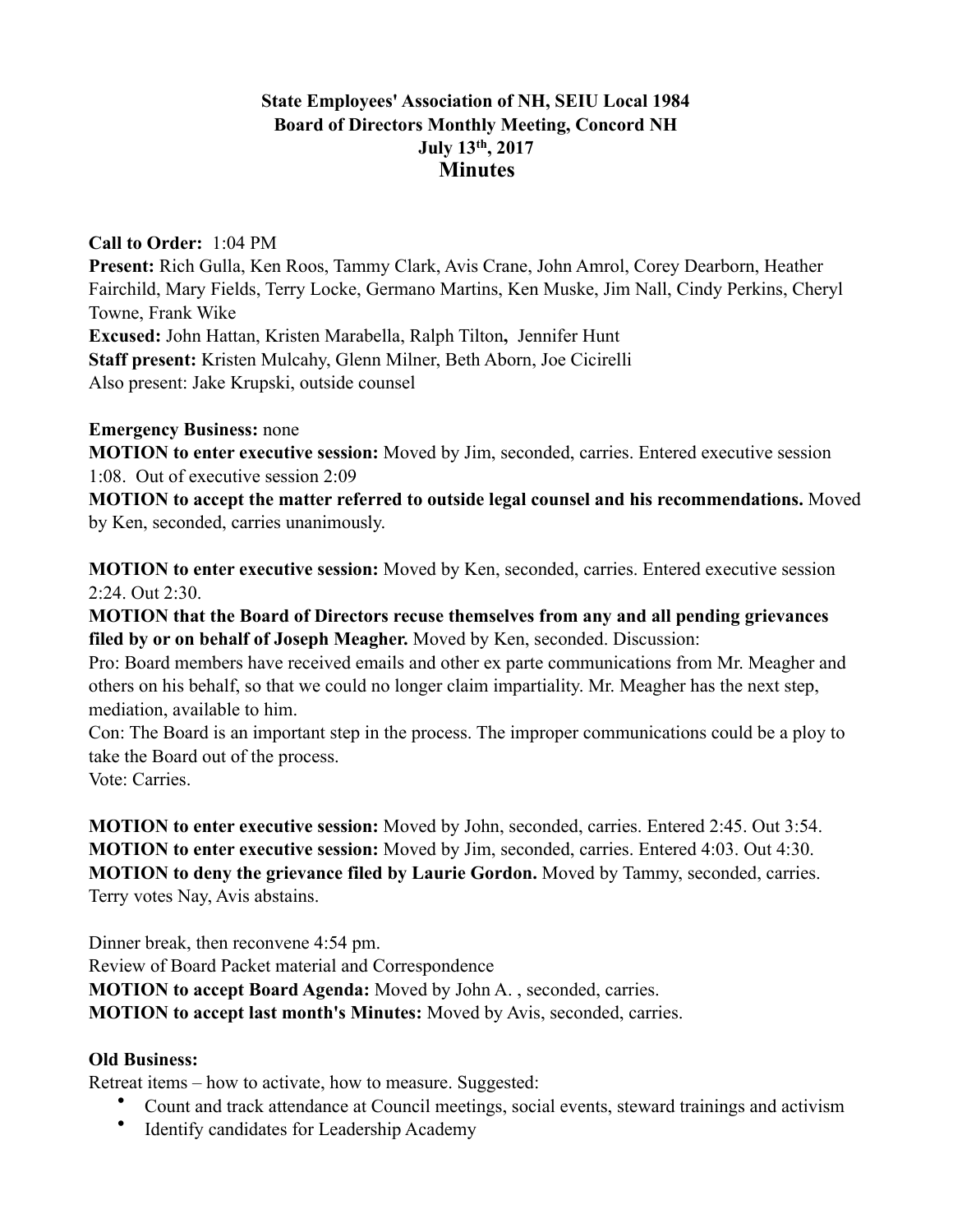**State Employees' Association of NH, SEIU Local 1984**
**Board of Directors Monthly Meeting, Concord NH**
**July 13th, 2017**

# Minutes

**Call to Order:** 1:04 PM
**Present:** Rich Gulla, Ken Roos, Tammy Clark, Avis Crane, John Amrol, Corey Dearborn, Heather Fairchild, Mary Fields, Terry Locke, Germano Martins, Ken Muske, Jim Nall, Cindy Perkins, Cheryl Towne, Frank Wike
**Excused:** John Hattan, Kristen Marabella, Ralph Tilton**,** Jennifer Hunt
**Staff present:** Kristen Mulcahy, Glenn Milner, Beth Aborn, Joe Cicirelli
Also present: Jake Krupski, outside counsel

**Emergency Business:** none
**MOTION to enter executive session:** Moved by Jim, seconded, carries. Entered executive session 1:08. Out of executive session 2:09
**MOTION to accept the matter referred to outside legal counsel and his recommendations.** Moved by Ken, seconded, carries unanimously.

**MOTION to enter executive session:** Moved by Ken, seconded, carries. Entered executive session 2:24. Out 2:30.
**MOTION that the Board of Directors recuse themselves from any and all pending grievances filed by or on behalf of Joseph Meagher.** Moved by Ken, seconded. Discussion:
Pro: Board members have received emails and other ex parte communications from Mr. Meagher and others on his behalf, so that we could no longer claim impartiality. Mr. Meagher has the next step, mediation, available to him.
Con: The Board is an important step in the process. The improper communications could be a ploy to take the Board out of the process.
Vote: Carries.

**MOTION to enter executive session:** Moved by John, seconded, carries. Entered 2:45. Out 3:54.
**MOTION to enter executive session:** Moved by Jim, seconded, carries. Entered 4:03. Out 4:30.
**MOTION to deny the grievance filed by Laurie Gordon.** Moved by Tammy, seconded, carries. Terry votes Nay, Avis abstains.

Dinner break, then reconvene 4:54 pm.
Review of Board Packet material and Correspondence
**MOTION to accept Board Agenda:** Moved by John A. , seconded, carries.
**MOTION to accept last month's Minutes:** Moved by Avis, seconded, carries.

**Old Business:**
Retreat items – how to activate, how to measure. Suggested:

- Count and track attendance at Council meetings, social events, steward trainings and activism
- Identify candidates for Leadership Academy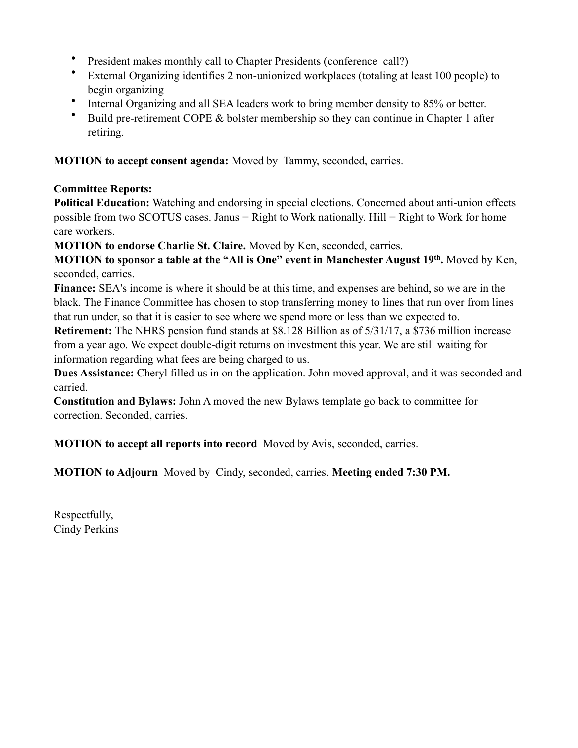- President makes monthly call to Chapter Presidents (conference call?)
- External Organizing identifies 2 non-unionized workplaces (totaling at least 100 people) to begin organizing
- Internal Organizing and all SEA leaders work to bring member density to 85% or better.
- Build pre-retirement COPE & bolster membership so they can continue in Chapter 1 after retiring.

**MOTION to accept consent agenda:** Moved by Tammy, seconded, carries.

**Committee Reports:**

**Political Education:** Watching and endorsing in special elections. Concerned about anti-union effects possible from two SCOTUS cases. Janus = Right to Work nationally. Hill = Right to Work for home care workers.

**MOTION to endorse Charlie St. Claire.** Moved by Ken, seconded, carries.

**MOTION to sponsor a table at the "All is One" event in Manchester August 19th.** Moved by Ken, seconded, carries.

**Finance:** SEA's income is where it should be at this time, and expenses are behind, so we are in the black. The Finance Committee has chosen to stop transferring money to lines that run over from lines that run under, so that it is easier to see where we spend more or less than we expected to.

**Retirement:** The NHRS pension fund stands at $8.128 Billion as of 5/31/17, a $736 million increase from a year ago. We expect double-digit returns on investment this year. We are still waiting for information regarding what fees are being charged to us.

**Dues Assistance:** Cheryl filled us in on the application. John moved approval, and it was seconded and carried.

**Constitution and Bylaws:** John A moved the new Bylaws template go back to committee for correction. Seconded, carries.

**MOTION to accept all reports into record** Moved by Avis, seconded, carries.

**MOTION to Adjourn** Moved by Cindy, seconded, carries. **Meeting ended 7:30 PM.**

Respectfully,
Cindy Perkins